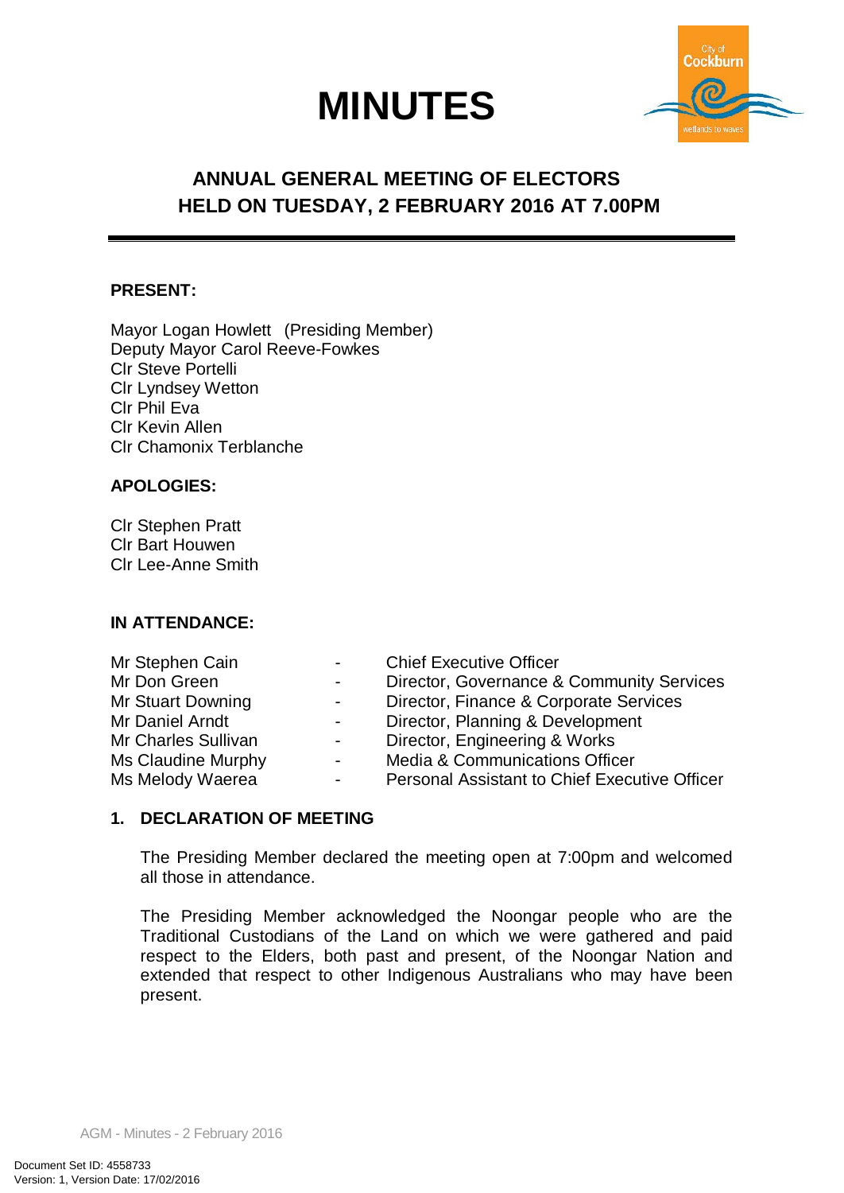# MINUTES

## ANNUAL GENERAL MEETING OF ELECTORS HELD ON TUESDAY, 2 FEBRUARY 2016 AT 7.00PM

**PRESENT:**

Mayor Logan Howlett (Presiding Member)
Deputy Mayor Carol Reeve-Fowkes
Clr Steve Portelli
Clr Lyndsey Wetton
Clr Phil Eva
Clr Kevin Allen
Clr Chamonix Terblanche

**APOLOGIES:**

Clr Stephen Pratt
Clr Bart Houwen
Clr Lee-Anne Smith

**IN ATTENDANCE:**

| | | |
|---|---|---|
| Mr Stephen Cain | - | Chief Executive Officer |
| Mr Don Green | - | Director, Governance & Community Services |
| Mr Stuart Downing | - | Director, Finance & Corporate Services |
| Mr Daniel Arndt | - | Director, Planning & Development |
| Mr Charles Sullivan | - | Director, Engineering & Works |
| Ms Claudine Murphy | - | Media & Communications Officer |
| Ms Melody Waerea | - | Personal Assistant to Chief Executive Officer |

**1. DECLARATION OF MEETING**

The Presiding Member declared the meeting open at 7:00pm and welcomed all those in attendance.

The Presiding Member acknowledged the Noongar people who are the Traditional Custodians of the Land on which we were gathered and paid respect to the Elders, both past and present, of the Noongar Nation and extended that respect to other Indigenous Australians who may have been present.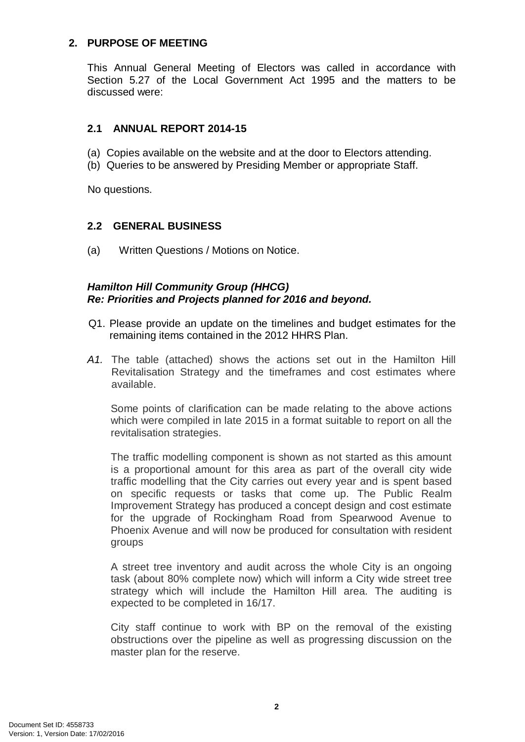## 2. PURPOSE OF MEETING

This Annual General Meeting of Electors was called in accordance with Section 5.27 of the Local Government Act 1995 and the matters to be discussed were:

### 2.1 ANNUAL REPORT 2014-15

(a) Copies available on the website and at the door to Electors attending.
(b) Queries to be answered by Presiding Member or appropriate Staff.

No questions.

### 2.2 GENERAL BUSINESS

(a) Written Questions / Motions on Notice.

***Hamilton Hill Community Group (HHCG)***
***Re: Priorities and Projects planned for 2016 and beyond.***

Q1. Please provide an update on the timelines and budget estimates for the remaining items contained in the 2012 HHRS Plan.

*A1.* The table (attached) shows the actions set out in the Hamilton Hill Revitalisation Strategy and the timeframes and cost estimates where available.

Some points of clarification can be made relating to the above actions which were compiled in late 2015 in a format suitable to report on all the revitalisation strategies.

The traffic modelling component is shown as not started as this amount is a proportional amount for this area as part of the overall city wide traffic modelling that the City carries out every year and is spent based on specific requests or tasks that come up. The Public Realm Improvement Strategy has produced a concept design and cost estimate for the upgrade of Rockingham Road from Spearwood Avenue to Phoenix Avenue and will now be produced for consultation with resident groups

A street tree inventory and audit across the whole City is an ongoing task (about 80% complete now) which will inform a City wide street tree strategy which will include the Hamilton Hill area. The auditing is expected to be completed in 16/17.

City staff continue to work with BP on the removal of the existing obstructions over the pipeline as well as progressing discussion on the master plan for the reserve.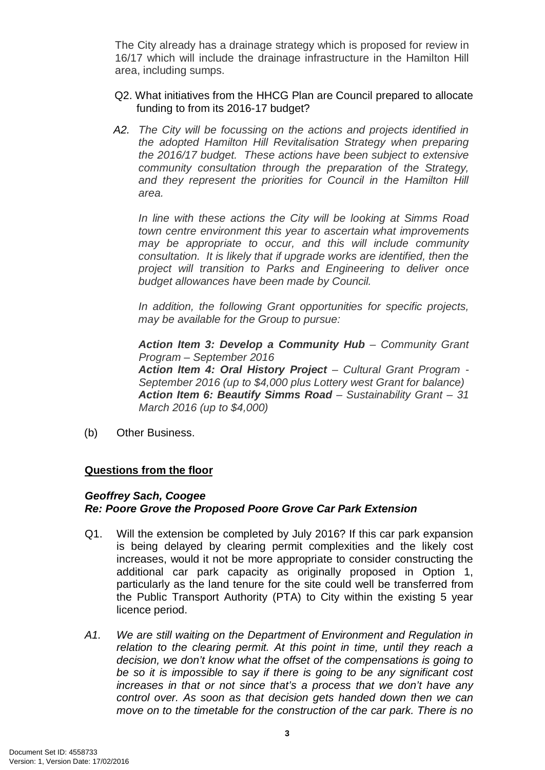The City already has a drainage strategy which is proposed for review in 16/17 which will include the drainage infrastructure in the Hamilton Hill area, including sumps.

Q2. What initiatives from the HHCG Plan are Council prepared to allocate funding to from its 2016-17 budget?

*A2. The City will be focussing on the actions and projects identified in the adopted Hamilton Hill Revitalisation Strategy when preparing the 2016/17 budget. These actions have been subject to extensive community consultation through the preparation of the Strategy, and they represent the priorities for Council in the Hamilton Hill area.*

*In line with these actions the City will be looking at Simms Road town centre environment this year to ascertain what improvements may be appropriate to occur, and this will include community consultation. It is likely that if upgrade works are identified, then the project will transition to Parks and Engineering to deliver once budget allowances have been made by Council.*

*In addition, the following Grant opportunities for specific projects, may be available for the Group to pursue:*

***Action Item 3: Develop a Community Hub** – Community Grant Program – September 2016*
***Action Item 4: Oral History Project** – Cultural Grant Program - September 2016 (up to $4,000 plus Lottery west Grant for balance)*
***Action Item 6: Beautify Simms Road** – Sustainability Grant – 31 March 2016 (up to $4,000)*

(b) Other Business.

**Questions from the floor**

***Geoffrey Sach, Coogee***
***Re: Poore Grove the Proposed Poore Grove Car Park Extension***

Q1. Will the extension be completed by July 2016? If this car park expansion is being delayed by clearing permit complexities and the likely cost increases, would it not be more appropriate to consider constructing the additional car park capacity as originally proposed in Option 1, particularly as the land tenure for the site could well be transferred from the Public Transport Authority (PTA) to City within the existing 5 year licence period.

*A1. We are still waiting on the Department of Environment and Regulation in relation to the clearing permit. At this point in time, until they reach a decision, we don't know what the offset of the compensations is going to be so it is impossible to say if there is going to be any significant cost increases in that or not since that's a process that we don't have any control over. As soon as that decision gets handed down then we can move on to the timetable for the construction of the car park. There is no*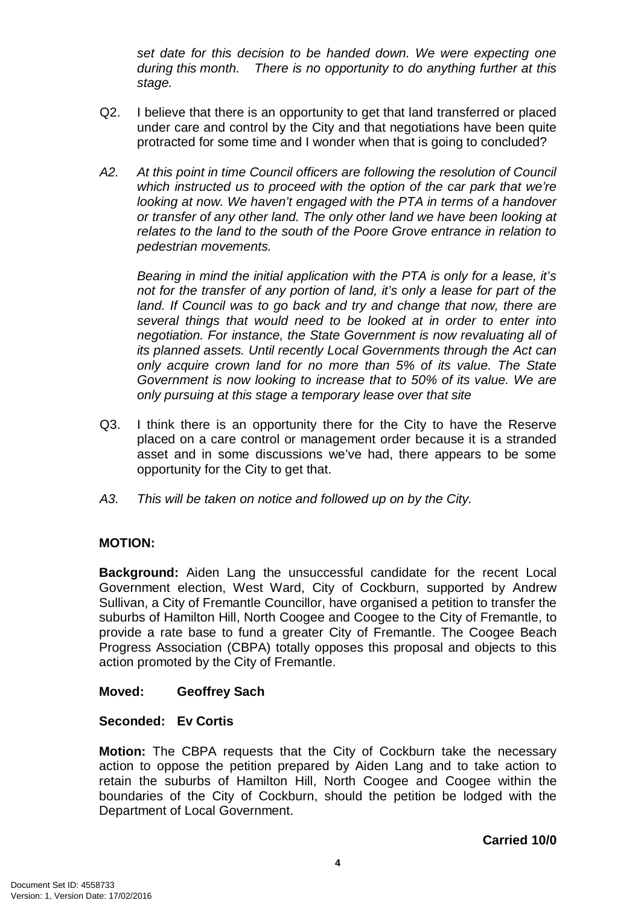*set date for this decision to be handed down. We were expecting one during this month. There is no opportunity to do anything further at this stage.*

Q2. I believe that there is an opportunity to get that land transferred or placed under care and control by the City and that negotiations have been quite protracted for some time and I wonder when that is going to concluded?

*A2. At this point in time Council officers are following the resolution of Council which instructed us to proceed with the option of the car park that we're looking at now. We haven't engaged with the PTA in terms of a handover or transfer of any other land. The only other land we have been looking at relates to the land to the south of the Poore Grove entrance in relation to pedestrian movements.*

*Bearing in mind the initial application with the PTA is only for a lease, it's not for the transfer of any portion of land, it's only a lease for part of the land. If Council was to go back and try and change that now, there are several things that would need to be looked at in order to enter into negotiation. For instance, the State Government is now revaluating all of its planned assets. Until recently Local Governments through the Act can only acquire crown land for no more than 5% of its value. The State Government is now looking to increase that to 50% of its value. We are only pursuing at this stage a temporary lease over that site*

Q3. I think there is an opportunity there for the City to have the Reserve placed on a care control or management order because it is a stranded asset and in some discussions we've had, there appears to be some opportunity for the City to get that.

*A3. This will be taken on notice and followed up on by the City.*

**MOTION:**

**Background:** Aiden Lang the unsuccessful candidate for the recent Local Government election, West Ward, City of Cockburn, supported by Andrew Sullivan, a City of Fremantle Councillor, have organised a petition to transfer the suburbs of Hamilton Hill, North Coogee and Coogee to the City of Fremantle, to provide a rate base to fund a greater City of Fremantle. The Coogee Beach Progress Association (CBPA) totally opposes this proposal and objects to this action promoted by the City of Fremantle.

**Moved: Geoffrey Sach**

**Seconded: Ev Cortis**

**Motion:** The CBPA requests that the City of Cockburn take the necessary action to oppose the petition prepared by Aiden Lang and to take action to retain the suburbs of Hamilton Hill, North Coogee and Coogee within the boundaries of the City of Cockburn, should the petition be lodged with the Department of Local Government.

**Carried 10/0**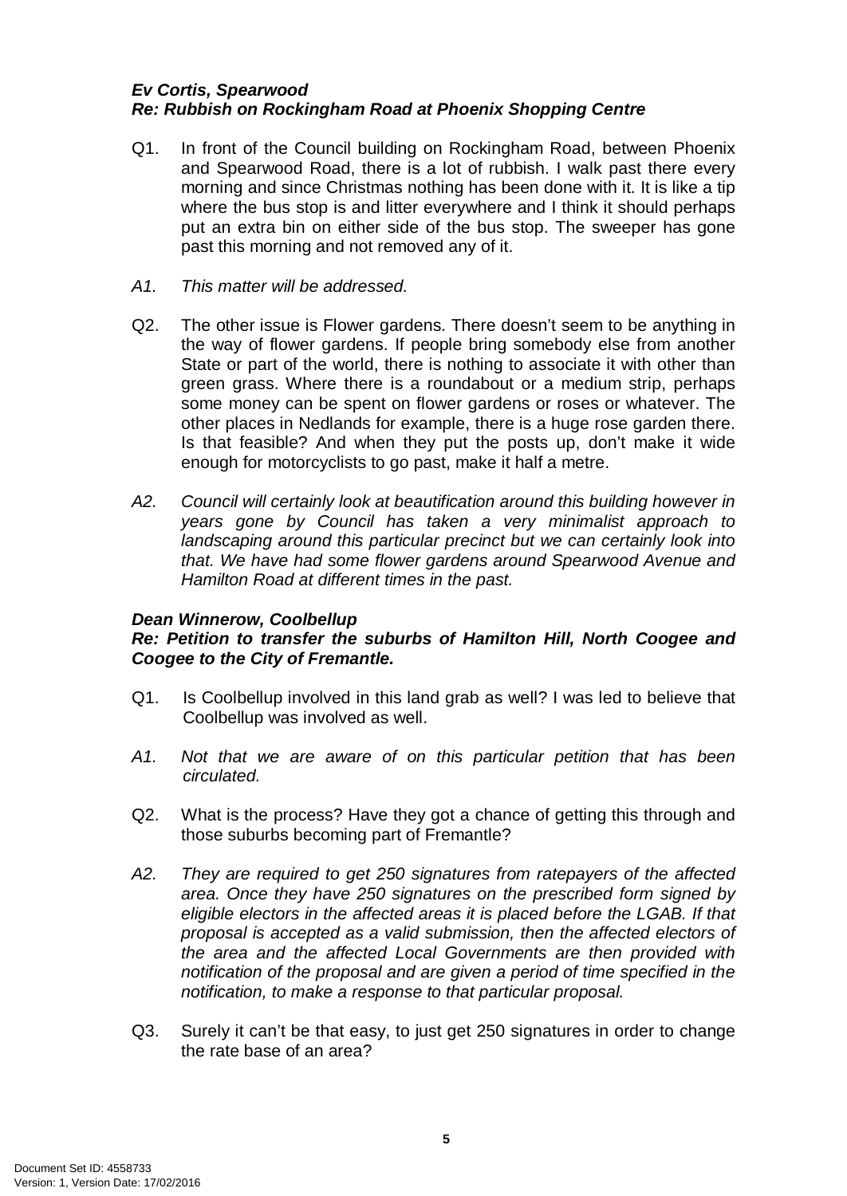***Ev Cortis, Spearwood***
***Re: Rubbish on Rockingham Road at Phoenix Shopping Centre***

Q1. In front of the Council building on Rockingham Road, between Phoenix and Spearwood Road, there is a lot of rubbish. I walk past there every morning and since Christmas nothing has been done with it. It is like a tip where the bus stop is and litter everywhere and I think it should perhaps put an extra bin on either side of the bus stop. The sweeper has gone past this morning and not removed any of it.

*A1. This matter will be addressed.*

Q2. The other issue is Flower gardens. There doesn't seem to be anything in the way of flower gardens. If people bring somebody else from another State or part of the world, there is nothing to associate it with other than green grass. Where there is a roundabout or a medium strip, perhaps some money can be spent on flower gardens or roses or whatever. The other places in Nedlands for example, there is a huge rose garden there. Is that feasible? And when they put the posts up, don't make it wide enough for motorcyclists to go past, make it half a metre.

*A2. Council will certainly look at beautification around this building however in years gone by Council has taken a very minimalist approach to landscaping around this particular precinct but we can certainly look into that. We have had some flower gardens around Spearwood Avenue and Hamilton Road at different times in the past.*

***Dean Winnerow, Coolbellup***
***Re: Petition to transfer the suburbs of Hamilton Hill, North Coogee and Coogee to the City of Fremantle.***

Q1. Is Coolbellup involved in this land grab as well? I was led to believe that Coolbellup was involved as well.

*A1. Not that we are aware of on this particular petition that has been circulated.*

Q2. What is the process? Have they got a chance of getting this through and those suburbs becoming part of Fremantle?

*A2. They are required to get 250 signatures from ratepayers of the affected area. Once they have 250 signatures on the prescribed form signed by eligible electors in the affected areas it is placed before the LGAB. If that proposal is accepted as a valid submission, then the affected electors of the area and the affected Local Governments are then provided with notification of the proposal and are given a period of time specified in the notification, to make a response to that particular proposal.*

Q3. Surely it can't be that easy, to just get 250 signatures in order to change the rate base of an area?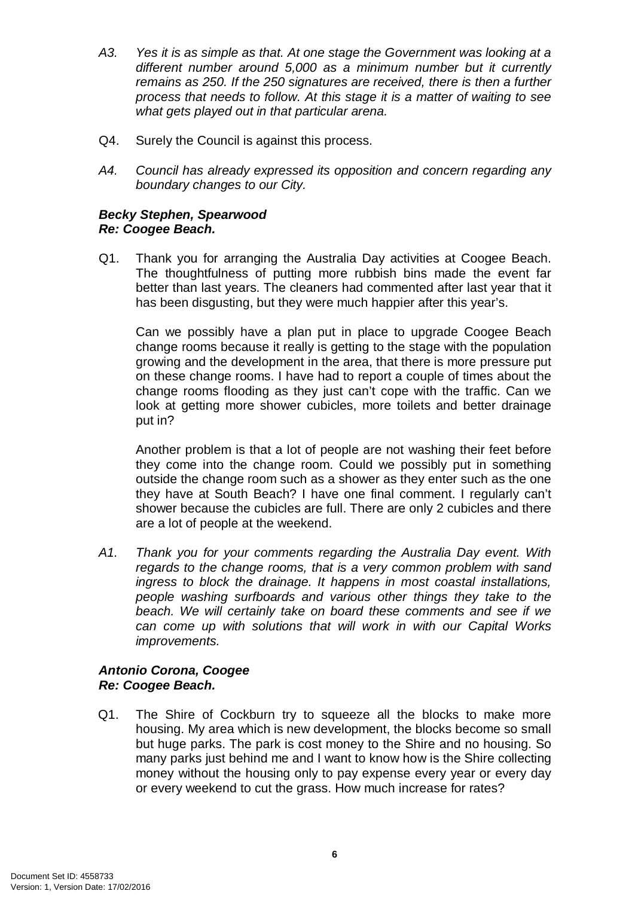*A3. Yes it is as simple as that. At one stage the Government was looking at a different number around 5,000 as a minimum number but it currently remains as 250. If the 250 signatures are received, there is then a further process that needs to follow. At this stage it is a matter of waiting to see what gets played out in that particular arena.*

Q4. Surely the Council is against this process.

*A4. Council has already expressed its opposition and concern regarding any boundary changes to our City.*

***Becky Stephen, Spearwood***
***Re: Coogee Beach.***

Q1. Thank you for arranging the Australia Day activities at Coogee Beach. The thoughtfulness of putting more rubbish bins made the event far better than last years. The cleaners had commented after last year that it has been disgusting, but they were much happier after this year's.

Can we possibly have a plan put in place to upgrade Coogee Beach change rooms because it really is getting to the stage with the population growing and the development in the area, that there is more pressure put on these change rooms. I have had to report a couple of times about the change rooms flooding as they just can't cope with the traffic. Can we look at getting more shower cubicles, more toilets and better drainage put in?

Another problem is that a lot of people are not washing their feet before they come into the change room. Could we possibly put in something outside the change room such as a shower as they enter such as the one they have at South Beach? I have one final comment. I regularly can't shower because the cubicles are full. There are only 2 cubicles and there are a lot of people at the weekend.

*A1. Thank you for your comments regarding the Australia Day event. With regards to the change rooms, that is a very common problem with sand ingress to block the drainage. It happens in most coastal installations, people washing surfboards and various other things they take to the beach. We will certainly take on board these comments and see if we can come up with solutions that will work in with our Capital Works improvements.*

***Antonio Corona, Coogee***
***Re: Coogee Beach.***

Q1. The Shire of Cockburn try to squeeze all the blocks to make more housing. My area which is new development, the blocks become so small but huge parks. The park is cost money to the Shire and no housing. So many parks just behind me and I want to know how is the Shire collecting money without the housing only to pay expense every year or every day or every weekend to cut the grass. How much increase for rates?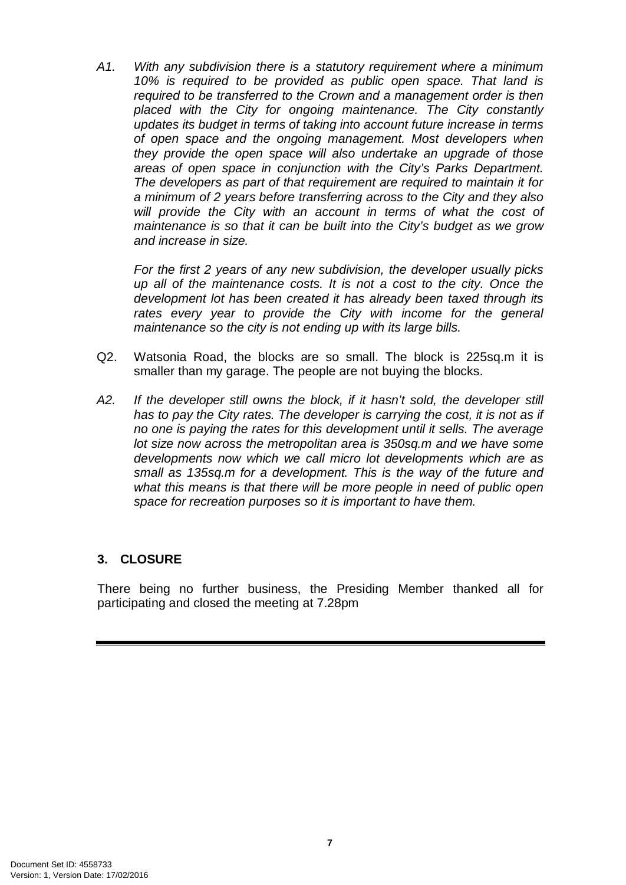*A1. With any subdivision there is a statutory requirement where a minimum 10% is required to be provided as public open space. That land is required to be transferred to the Crown and a management order is then placed with the City for ongoing maintenance. The City constantly updates its budget in terms of taking into account future increase in terms of open space and the ongoing management. Most developers when they provide the open space will also undertake an upgrade of those areas of open space in conjunction with the City's Parks Department. The developers as part of that requirement are required to maintain it for a minimum of 2 years before transferring across to the City and they also will provide the City with an account in terms of what the cost of maintenance is so that it can be built into the City's budget as we grow and increase in size.*

*For the first 2 years of any new subdivision, the developer usually picks up all of the maintenance costs. It is not a cost to the city. Once the development lot has been created it has already been taxed through its rates every year to provide the City with income for the general maintenance so the city is not ending up with its large bills.*

Q2. Watsonia Road, the blocks are so small. The block is 225sq.m it is smaller than my garage. The people are not buying the blocks.

*A2. If the developer still owns the block, if it hasn't sold, the developer still has to pay the City rates. The developer is carrying the cost, it is not as if no one is paying the rates for this development until it sells. The average lot size now across the metropolitan area is 350sq.m and we have some developments now which we call micro lot developments which are as small as 135sq.m for a development. This is the way of the future and what this means is that there will be more people in need of public open space for recreation purposes so it is important to have them.*

## 3. CLOSURE

There being no further business, the Presiding Member thanked all for participating and closed the meeting at 7.28pm

---

Document Set ID: 4558733
Version: 1, Version Date: 17/02/2016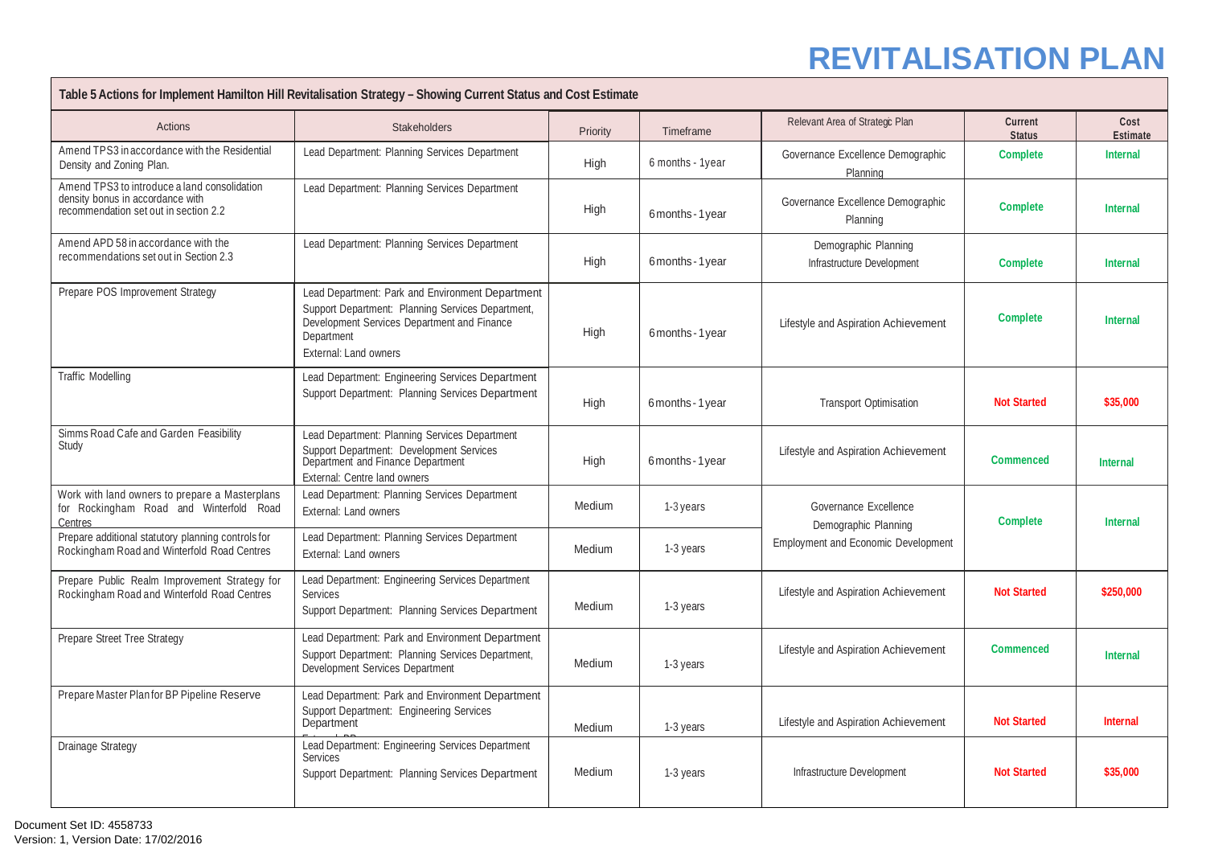# REVITALISATION PLAN

**Table 5 Actions for Implement Hamilton Hill Revitalisation Strategy – Showing Current Status and Cost Estimate**

| Actions | Stakeholders | Priority | Timeframe | Relevant Area of Strategic Plan | Current Status | Cost Estimate |
|---|---|---|---|---|---|---|
| Amend TPS3 in accordance with the Residential Density and Zoning Plan. | Lead Department: Planning Services Department | High | 6 months - 1year | Governance Excellence Demographic Planning | **Complete** | **Internal** |
| Amend TPS3 to introduce a land consolidation density bonus in accordance with recommendation set out in section 2.2 | Lead Department: Planning Services Department | High | 6 months - 1 year | Governance Excellence Demographic Planning | **Complete** | **Internal** |
| Amend APD 58 in accordance with the recommendations set out in Section 2.3 | Lead Department: Planning Services Department | High | 6 months - 1 year | Demographic Planning Infrastructure Development | **Complete** | **Internal** |
| Prepare POS Improvement Strategy | Lead Department: Park and Environment Department<br>Support Department: Planning Services Department, Development Services Department and Finance Department<br>External: Land owners | High | 6 months - 1 year | Lifestyle and Aspiration Achievement | **Complete** | **Internal** |
| Traffic Modelling | Lead Department: Engineering Services Department<br>Support Department: Planning Services Department | High | 6 months - 1 year | Transport Optimisation | **Not Started** | **$35,000** |
| Simms Road Cafe and Garden Feasibility Study | Lead Department: Planning Services Department<br>Support Department: Development Services Department and Finance Department<br>External: Centre land owners | High | 6 months - 1 year | Lifestyle and Aspiration Achievement | **Commenced** | **Internal** |
| Work with land owners to prepare a Masterplans for Rockingham Road and Winterfold Road Centres | Lead Department: Planning Services Department<br>External: Land owners | Medium | 1-3 years | Governance Excellence Demographic Planning Employment and Economic Development | **Complete** | **Internal** |
| Prepare additional statutory planning controls for Rockingham Road and Winterfold Road Centres | Lead Department: Planning Services Department<br>External: Land owners | Medium | 1-3 years | | | |
| Prepare Public Realm Improvement Strategy for Rockingham Road and Winterfold Road Centres | Lead Department: Engineering Services Department Services<br>Support Department: Planning Services Department | Medium | 1-3 years | Lifestyle and Aspiration Achievement | **Not Started** | **$250,000** |
| Prepare Street Tree Strategy | Lead Department: Park and Environment Department<br>Support Department: Planning Services Department, Development Services Department | Medium | 1-3 years | Lifestyle and Aspiration Achievement | **Commenced** | **Internal** |
| Prepare Master Plan for BP Pipeline Reserve | Lead Department: Park and Environment Department<br>Support Department: Engineering Services Department<br>External: BP | Medium | 1-3 years | Lifestyle and Aspiration Achievement | **Not Started** | **Internal** |
| Drainage Strategy | Lead Department: Engineering Services Department Services<br>Support Department: Planning Services Department | Medium | 1-3 years | Infrastructure Development | **Not Started** | **$35,000** |

Document Set ID: 4558733
Version: 1, Version Date: 17/02/2016